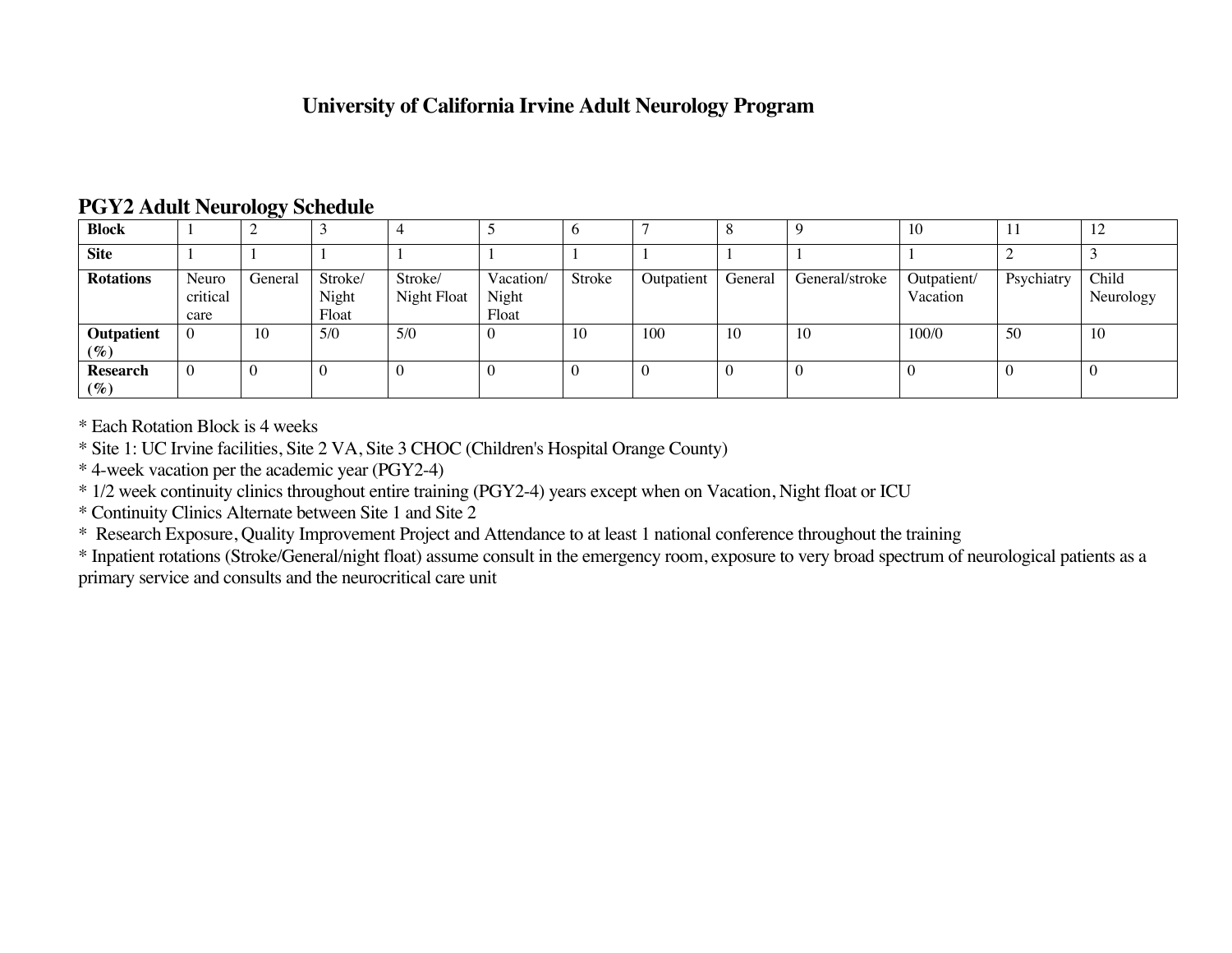# University of California Irvine Adult Neurology Program

## PGY2 Adult Neurology Schedule

| Block | 1 | 2 | 3 | 4 | 5 | 6 | 7 | 8 | 9 | 10 | 11 | 12 |
|---|---|---|---|---|---|---|---|---|---|---|---|---|
| **Site** | 1 | 1 | 1 | 1 | 1 | 1 | 1 | 1 | 1 | 1 | 2 | 3 |
| **Rotations** | Neuro critical care | General | Stroke/ Night Float | Stroke/ Night Float | Vacation/ Night Float | Stroke | Outpatient | General | General/stroke | Outpatient/ Vacation | Psychiatry | Child Neurology |
| **Outpatient (%)** | 0 | 10 | 5/0 | 5/0 | 0 | 10 | 100 | 10 | 10 | 100/0 | 50 | 10 |
| **Research (%)** | 0 | 0 | 0 | 0 | 0 | 0 | 0 | 0 | 0 | 0 | 0 | 0 |

* Each Rotation Block is 4 weeks
* Site 1: UC Irvine facilities, Site 2 VA, Site 3 CHOC (Children's Hospital Orange County)
* 4-week vacation per the academic year (PGY2-4)
* 1/2 week continuity clinics throughout entire training (PGY2-4) years except when on Vacation, Night float or ICU
* Continuity Clinics Alternate between Site 1 and Site 2
* Research Exposure, Quality Improvement Project and Attendance to at least 1 national conference throughout the training
* Inpatient rotations (Stroke/General/night float) assume consult in the emergency room, exposure to very broad spectrum of neurological patients as a primary service and consults and the neurocritical care unit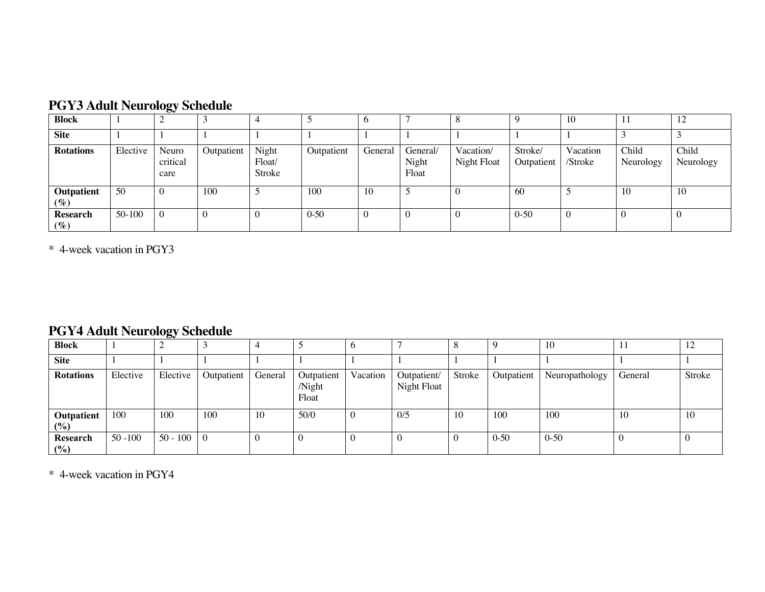## PGY3 Adult Neurology Schedule

| **Block** | 1 | 2 | 3 | 4 | 5 | 6 | 7 | 8 | 9 | 10 | 11 | 12 |
|---|---|---|---|---|---|---|---|---|---|---|---|---|
| **Site** | 1 | 1 | 1 | 1 | 1 | 1 | 1 | 1 | 1 | 1 | 3 | 3 |
| **Rotations** | Elective | Neuro critical care | Outpatient | Night Float/ Stroke | Outpatient | General | General/ Night Float | Vacation/ Night Float | Stroke/ Outpatient | Vacation /Stroke | Child Neurology | Child Neurology |
| **Outpatient (%)** | 50 | 0 | 100 | 5 | 100 | 10 | 5 | 0 | 60 | 5 | 10 | 10 |
| **Research (%)** | 50-100 | 0 | 0 | 0 | 0-50 | 0 | 0 | 0 | 0-50 | 0 | 0 | 0 |

* 4-week vacation in PGY3

## PGY4 Adult Neurology Schedule

| **Block** | 1 | 2 | 3 | 4 | 5 | 6 | 7 | 8 | 9 | 10 | 11 | 12 |
|---|---|---|---|---|---|---|---|---|---|---|---|---|
| **Site** | 1 | 1 | 1 | 1 | 1 | 1 | 1 | 1 | 1 | 1 | 1 | 1 |
| **Rotations** | Elective | Elective | Outpatient | General | Outpatient /Night Float | Vacation | Outpatient/ Night Float | Stroke | Outpatient | Neuropathology | General | Stroke |
| **Outpatient (%)** | 100 | 100 | 100 | 10 | 50/0 | 0 | 0/5 | 10 | 100 | 100 | 10 | 10 |
| **Research (%)** | 50 -100 | 50 - 100 | 0 | 0 | 0 | 0 | 0 | 0 | 0-50 | 0-50 | 0 | 0 |

* 4-week vacation in PGY4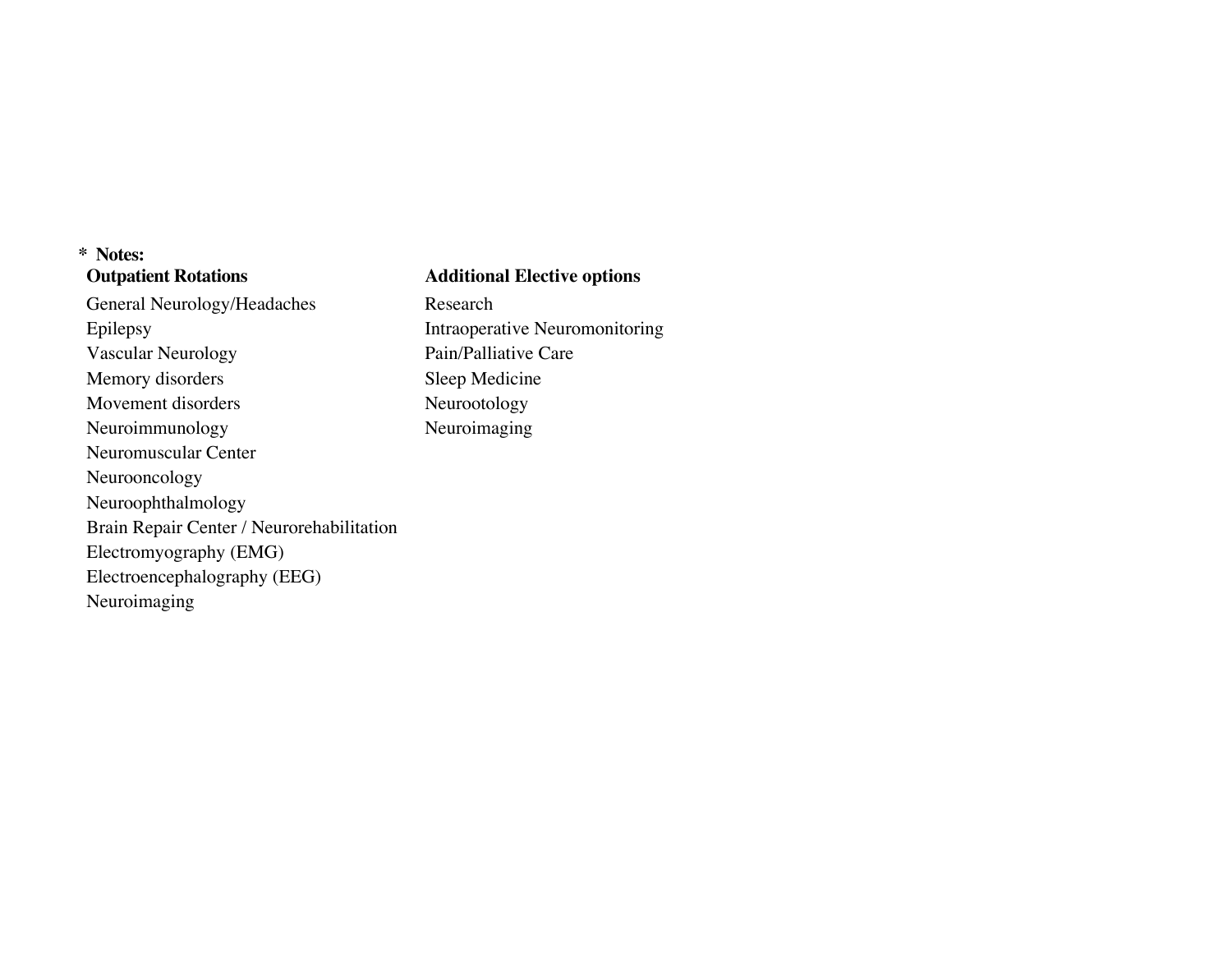**\* Notes:**

**Outpatient Rotations**

General Neurology/Headaches
Epilepsy
Vascular Neurology
Memory disorders
Movement disorders
Neuroimmunology
Neuromuscular Center
Neurooncology
Neuroophthalmology
Brain Repair Center / Neurorehabilitation
Electromyography (EMG)
Electroencephalography (EEG)
Neuroimaging

**Additional Elective options**

Research
Intraoperative Neuromonitoring
Pain/Palliative Care
Sleep Medicine
Neurootology
Neuroimaging